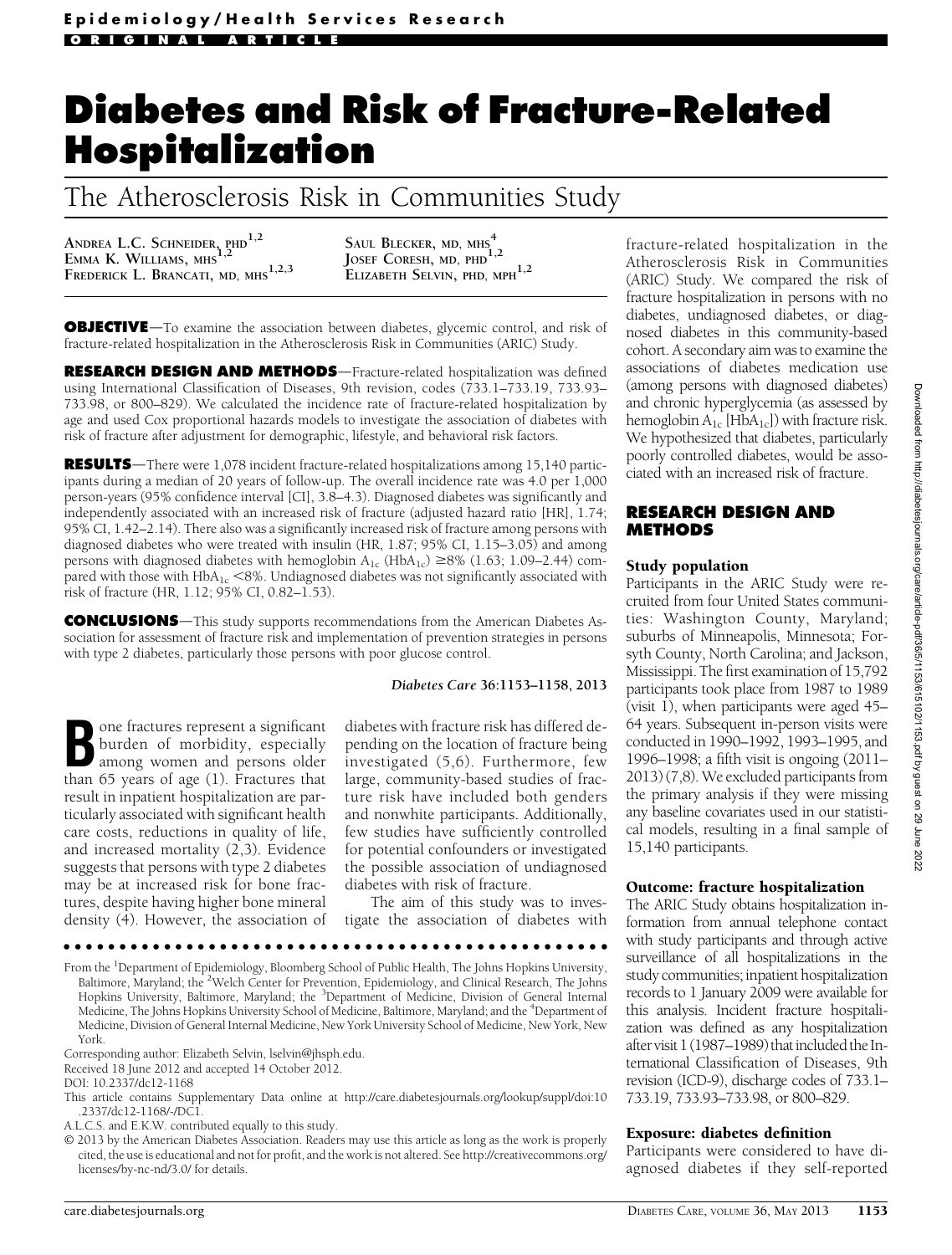Epidemiology/Health Services Research

ORIGINAL ARTICLE

# Diabetes and Risk of Fracture-Related Hospitalization

## The Atherosclerosis Risk in Communities Study

ANDREA L.C. SCHNEIDER, PHD[1,2]
EMMA K. WILLIAMS, MHS[1,2]
FREDERICK L. BRANCATI, MD, MHS[1,2,3]
SAUL BLECKER, MD, MHS[4]
JOSEF CORESH, MD, PHD[1,2]
ELIZABETH SELVIN, PHD, MPH[1,2]

**OBJECTIVE**—To examine the association between diabetes, glycemic control, and risk of fracture-related hospitalization in the Atherosclerosis Risk in Communities (ARIC) Study.

**RESEARCH DESIGN AND METHODS**—Fracture-related hospitalization was defined using International Classification of Diseases, 9th revision, codes (733.1–733.19, 733.93–733.98, or 800–829). We calculated the incidence rate of fracture-related hospitalization by age and used Cox proportional hazards models to investigate the association of diabetes with risk of fracture after adjustment for demographic, lifestyle, and behavioral risk factors.

**RESULTS**—There were 1,078 incident fracture-related hospitalizations among 15,140 participants during a median of 20 years of follow-up. The overall incidence rate was 4.0 per 1,000 person-years (95% confidence interval [CI], 3.8–4.3). Diagnosed diabetes was significantly and independently associated with an increased risk of fracture (adjusted hazard ratio [HR], 1.74; 95% CI, 1.42–2.14). There also was a significantly increased risk of fracture among persons with diagnosed diabetes who were treated with insulin (HR, 1.87; 95% CI, 1.15–3.05) and among persons with diagnosed diabetes with hemoglobin $A_{1c}$ ($HbA_{1c}$) ≥8% (1.63; 1.09–2.44) compared with those with $HbA_{1c}$ <8%. Undiagnosed diabetes was not significantly associated with risk of fracture (HR, 1.12; 95% CI, 0.82–1.53).

**CONCLUSIONS**—This study supports recommendations from the American Diabetes Association for assessment of fracture risk and implementation of prevention strategies in persons with type 2 diabetes, particularly those persons with poor glucose control.

*Diabetes Care* 36:1153–1158, 2013

Bone fractures represent a significant burden of morbidity, especially among women and persons older than 65 years of age (1). Fractures that result in inpatient hospitalization are particularly associated with significant health care costs, reductions in quality of life, and increased mortality (2,3). Evidence suggests that persons with type 2 diabetes may be at increased risk for bone fractures, despite having higher bone mineral density (4). However, the association of diabetes with fracture risk has differed depending on the location of fracture being investigated (5,6). Furthermore, few large, community-based studies of fracture risk have included both genders and nonwhite participants. Additionally, few studies have sufficiently controlled for potential confounders or investigated the possible association of undiagnosed diabetes with risk of fracture.

The aim of this study was to investigate the association of diabetes with fracture-related hospitalization in the Atherosclerosis Risk in Communities (ARIC) Study. We compared the risk of fracture hospitalization in persons with no diabetes, undiagnosed diabetes, or diagnosed diabetes in this community-based cohort. A secondary aim was to examine the associations of diabetes medication use (among persons with diagnosed diabetes) and chronic hyperglycemia (as assessed by hemoglobin $A_{1c}$ [$HbA_{1c}$]) with fracture risk. We hypothesized that diabetes, particularly poorly controlled diabetes, would be associated with an increased risk of fracture.

## RESEARCH DESIGN AND METHODS

### Study population

Participants in the ARIC Study were recruited from four United States communities: Washington County, Maryland; suburbs of Minneapolis, Minnesota; Forsyth County, North Carolina; and Jackson, Mississippi. The first examination of 15,792 participants took place from 1987 to 1989 (visit 1), when participants were aged 45–64 years. Subsequent in-person visits were conducted in 1990–1992, 1993–1995, and 1996–1998; a fifth visit is ongoing (2011–2013) (7,8). We excluded participants from the primary analysis if they were missing any baseline covariates used in our statistical models, resulting in a final sample of 15,140 participants.

### Outcome: fracture hospitalization

The ARIC Study obtains hospitalization information from annual telephone contact with study participants and through active surveillance of all hospitalizations in the study communities; inpatient hospitalization records to 1 January 2009 were available for this analysis. Incident fracture hospitalization was defined as any hospitalization after visit 1 (1987–1989) that included the International Classification of Diseases, 9th revision (ICD-9), discharge codes of 733.1–733.19, 733.93–733.98, or 800–829.

### Exposure: diabetes definition

Participants were considered to have diagnosed diabetes if they self-reported

From the [1]Department of Epidemiology, Bloomberg School of Public Health, The Johns Hopkins University, Baltimore, Maryland; the [2]Welch Center for Prevention, Epidemiology, and Clinical Research, The Johns Hopkins University, Baltimore, Maryland; the [3]Department of Medicine, Division of General Internal Medicine, The Johns Hopkins University School of Medicine, Baltimore, Maryland; and the [4]Department of Medicine, Division of General Internal Medicine, New York University School of Medicine, New York, New York.

Corresponding author: Elizabeth Selvin, lselvin@jhsph.edu.

Received 18 June 2012 and accepted 14 October 2012.

DOI: 10.2337/dc12-1168

This article contains Supplementary Data online at http://care.diabetesjournals.org/lookup/suppl/doi:10.2337/dc12-1168/-/DC1.

A.L.C.S. and E.K.W. contributed equally to this study.

© 2013 by the American Diabetes Association. Readers may use this article as long as the work is properly cited, the use is educational and not for profit, and the work is not altered. See http://creativecommons.org/licenses/by-nc-nd/3.0/ for details.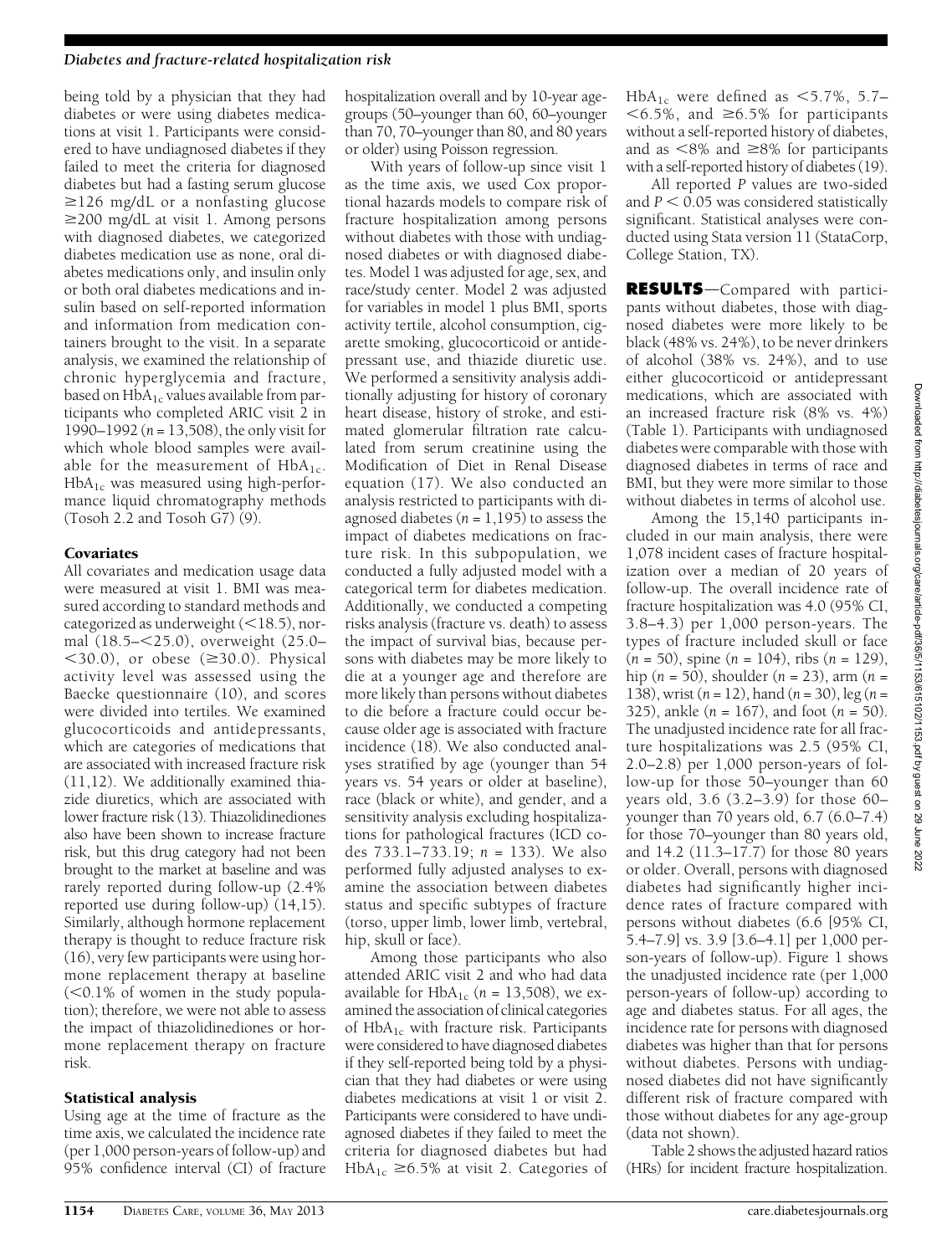being told by a physician that they had diabetes or were using diabetes medications at visit 1. Participants were considered to have undiagnosed diabetes if they failed to meet the criteria for diagnosed diabetes but had a fasting serum glucose ≥126 mg/dL or a nonfasting glucose ≥200 mg/dL at visit 1. Among persons with diagnosed diabetes, we categorized diabetes medication use as none, oral diabetes medications only, and insulin only or both oral diabetes medications and insulin based on self-reported information and information from medication containers brought to the visit. In a separate analysis, we examined the relationship of chronic hyperglycemia and fracture, based on $HbA_{1c}$ values available from participants who completed ARIC visit 2 in 1990–1992 ($n$ = 13,508), the only visit for which whole blood samples were available for the measurement of $HbA_{1c}$. $HbA_{1c}$ was measured using high-performance liquid chromatography methods (Tosoh 2.2 and Tosoh G7) (9).

### Covariates

All covariates and medication usage data were measured at visit 1. BMI was measured according to standard methods and categorized as underweight (<18.5), normal (18.5–<25.0), overweight (25.0–<30.0), or obese (≥30.0). Physical activity level was assessed using the Baecke questionnaire (10), and scores were divided into tertiles. We examined glucocorticoids and antidepressants, which are categories of medications that are associated with increased fracture risk (11,12). We additionally examined thiazide diuretics, which are associated with lower fracture risk (13). Thiazolidinediones also have been shown to increase fracture risk, but this drug category had not been brought to the market at baseline and was rarely reported during follow-up (2.4% reported use during follow-up) (14,15). Similarly, although hormone replacement therapy is thought to reduce fracture risk (16), very few participants were using hormone replacement therapy at baseline (<0.1% of women in the study population); therefore, we were not able to assess the impact of thiazolidinediones or hormone replacement therapy on fracture risk.

### Statistical analysis

Using age at the time of fracture as the time axis, we calculated the incidence rate (per 1,000 person-years of follow-up) and 95% confidence interval (CI) of fracture hospitalization overall and by 10-year age-groups (50–younger than 60, 60–younger than 70, 70–younger than 80, and 80 years or older) using Poisson regression.

With years of follow-up since visit 1 as the time axis, we used Cox proportional hazards models to compare risk of fracture hospitalization among persons without diabetes with those with undiagnosed diabetes or with diagnosed diabetes. Model 1 was adjusted for age, sex, and race/study center. Model 2 was adjusted for variables in model 1 plus BMI, sports activity tertile, alcohol consumption, cigarette smoking, glucocorticoid or antidepressant use, and thiazide diuretic use. We performed a sensitivity analysis additionally adjusting for history of coronary heart disease, history of stroke, and estimated glomerular filtration rate calculated from serum creatinine using the Modification of Diet in Renal Disease equation (17). We also conducted an analysis restricted to participants with diagnosed diabetes ($n$ = 1,195) to assess the impact of diabetes medications on fracture risk. In this subpopulation, we conducted a fully adjusted model with a categorical term for diabetes medication. Additionally, we conducted a competing risks analysis (fracture vs. death) to assess the impact of survival bias, because persons with diabetes may be more likely to die at a younger age and therefore are more likely than persons without diabetes to die before a fracture could occur because older age is associated with fracture incidence (18). We also conducted analyses stratified by age (younger than 54 years vs. 54 years or older at baseline), race (black or white), and gender, and a sensitivity analysis excluding hospitalizations for pathological fractures (ICD codes 733.1–733.19; $n$ = 133). We also performed fully adjusted analyses to examine the association between diabetes status and specific subtypes of fracture (torso, upper limb, lower limb, vertebral, hip, skull or face).

Among those participants who also attended ARIC visit 2 and who had data available for $HbA_{1c}$ ($n$ = 13,508), we examined the association of clinical categories of $HbA_{1c}$ with fracture risk. Participants were considered to have diagnosed diabetes if they self-reported being told by a physician that they had diabetes or were using diabetes medications at visit 1 or visit 2. Participants were considered to have undiagnosed diabetes if they failed to meet the criteria for diagnosed diabetes but had $HbA_{1c}$ ≥6.5% at visit 2. Categories of $HbA_{1c}$ were defined as <5.7%, 5.7–<6.5%, and ≥6.5% for participants without a self-reported history of diabetes, and as <8% and ≥8% for participants with a self-reported history of diabetes (19).

All reported $P$ values are two-sided and $P < 0.05$ was considered statistically significant. Statistical analyses were conducted using Stata version 11 (StataCorp, College Station, TX).

## RESULTS

Compared with participants without diabetes, those with diagnosed diabetes were more likely to be black (48% vs. 24%), to be never drinkers of alcohol (38% vs. 24%), and to use either glucocorticoid or antidepressant medications, which are associated with an increased fracture risk (8% vs. 4%) (Table 1). Participants with undiagnosed diabetes were comparable with those with diagnosed diabetes in terms of race and BMI, but they were more similar to those without diabetes in terms of alcohol use.

Among the 15,140 participants included in our main analysis, there were 1,078 incident cases of fracture hospitalization over a median of 20 years of follow-up. The overall incidence rate of fracture hospitalization was 4.0 (95% CI, 3.8–4.3) per 1,000 person-years. The types of fracture included skull or face ($n$ = 50), spine ($n$ = 104), ribs ($n$ = 129), hip ($n$ = 50), shoulder ($n$ = 23), arm ($n$ = 138), wrist ($n$ = 12), hand ($n$ = 30), leg ($n$ = 325), ankle ($n$ = 167), and foot ($n$ = 50). The unadjusted incidence rate for all fracture hospitalizations was 2.5 (95% CI, 2.0–2.8) per 1,000 person-years of follow-up for those 50–younger than 60 years old, 3.6 (3.2–3.9) for those 60–younger than 70 years old, 6.7 (6.0–7.4) for those 70–younger than 80 years old, and 14.2 (11.3–17.7) for those 80 years or older. Overall, persons with diagnosed diabetes had significantly higher incidence rates of fracture compared with persons without diabetes (6.6 [95% CI, 5.4–7.9] vs. 3.9 [3.6–4.1] per 1,000 person-years of follow-up). Figure 1 shows the unadjusted incidence rate (per 1,000 person-years of follow-up) according to age and diabetes status. For all ages, the incidence rate for persons with diagnosed diabetes was higher than that for persons without diabetes. Persons with undiagnosed diabetes did not have significantly different risk of fracture compared with those without diabetes for any age-group (data not shown).

Table 2 shows the adjusted hazard ratios (HRs) for incident fracture hospitalization.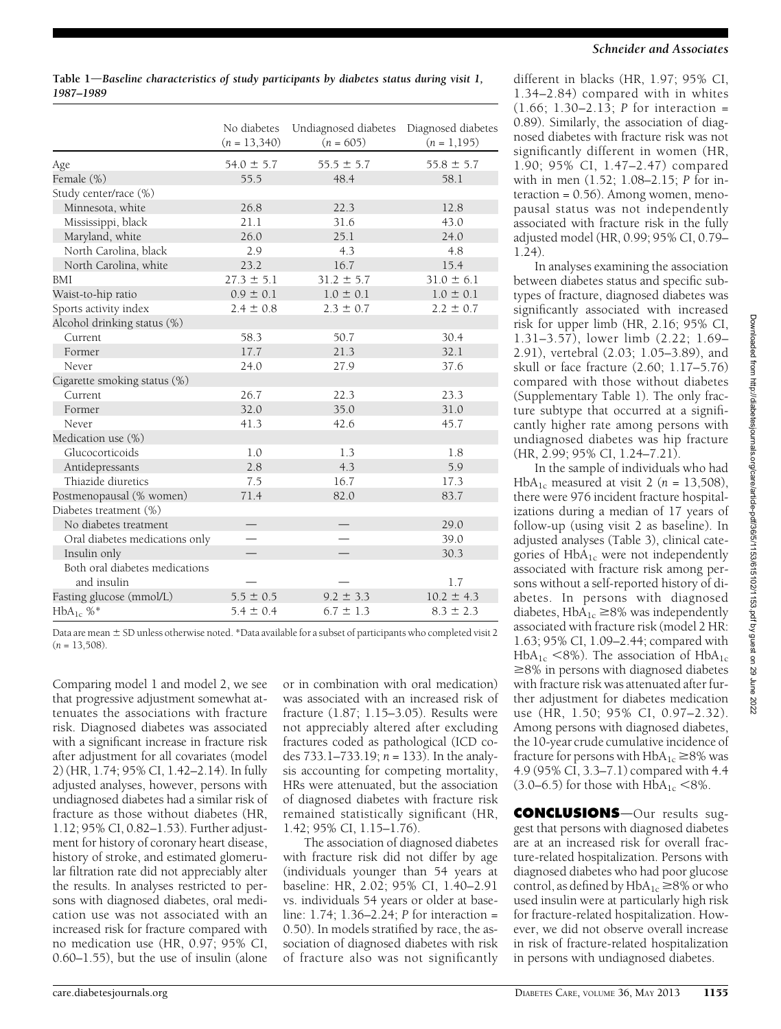**Table 1—Baseline characteristics of study participants by diabetes status during visit 1, 1987–1989**

| | No diabetes ($n$ = 13,340) | Undiagnosed diabetes ($n$ = 605) | Diagnosed diabetes ($n$ = 1,195) |
|---|---|---|---|
| Age | 54.0 ± 5.7 | 55.5 ± 5.7 | 55.8 ± 5.7 |
| Female (%) | 55.5 | 48.4 | 58.1 |
| Study center/race (%) | | | |
| Minnesota, white | 26.8 | 22.3 | 12.8 |
| Mississippi, black | 21.1 | 31.6 | 43.0 |
| Maryland, white | 26.0 | 25.1 | 24.0 |
| North Carolina, black | 2.9 | 4.3 | 4.8 |
| North Carolina, white | 23.2 | 16.7 | 15.4 |
| BMI | 27.3 ± 5.1 | 31.2 ± 5.7 | 31.0 ± 6.1 |
| Waist-to-hip ratio | 0.9 ± 0.1 | 1.0 ± 0.1 | 1.0 ± 0.1 |
| Sports activity index | 2.4 ± 0.8 | 2.3 ± 0.7 | 2.2 ± 0.7 |
| Alcohol drinking status (%) | | | |
| Current | 58.3 | 50.7 | 30.4 |
| Former | 17.7 | 21.3 | 32.1 |
| Never | 24.0 | 27.9 | 37.6 |
| Cigarette smoking status (%) | | | |
| Current | 26.7 | 22.3 | 23.3 |
| Former | 32.0 | 35.0 | 31.0 |
| Never | 41.3 | 42.6 | 45.7 |
| Medication use (%) | | | |
| Glucocorticoids | 1.0 | 1.3 | 1.8 |
| Antidepressants | 2.8 | 4.3 | 5.9 |
| Thiazide diuretics | 7.5 | 16.7 | 17.3 |
| Postmenopausal (% women) | 71.4 | 82.0 | 83.7 |
| Diabetes treatment (%) | | | |
| No diabetes treatment | — | — | 29.0 |
| Oral diabetes medications only | — | — | 39.0 |
| Insulin only | — | — | 30.3 |
| Both oral diabetes medications and insulin | — | — | 1.7 |
| Fasting glucose (mmol/L) | 5.5 ± 0.5 | 9.2 ± 3.3 | 10.2 ± 4.3 |
| $HbA_{1c}$ %* | 5.4 ± 0.4 | 6.7 ± 1.3 | 8.3 ± 2.3 |

Data are mean ± SD unless otherwise noted. *Data available for a subset of participants who completed visit 2 ($n$ = 13,508).

Comparing model 1 and model 2, we see that progressive adjustment somewhat attenuates the associations with fracture risk. Diagnosed diabetes was associated with a significant increase in fracture risk after adjustment for all covariates (model 2) (HR, 1.74; 95% CI, 1.42–2.14). In fully adjusted analyses, however, persons with undiagnosed diabetes had a similar risk of fracture as those without diabetes (HR, 1.12; 95% CI, 0.82–1.53). Further adjustment for history of coronary heart disease, history of stroke, and estimated glomerular filtration rate did not appreciably alter the results. In analyses restricted to persons with diagnosed diabetes, oral medication use was not associated with an increased risk for fracture compared with no medication use (HR, 0.97; 95% CI, 0.60–1.55), but the use of insulin (alone or in combination with oral medication) was associated with an increased risk of fracture (1.87; 1.15–3.05). Results were not appreciably altered after excluding fractures coded as pathological (ICD codes 733.1–733.19; $n$ = 133). In the analysis accounting for competing mortality, HRs were attenuated, but the association of diagnosed diabetes with fracture risk remained statistically significant (HR, 1.42; 95% CI, 1.15–1.76).

The association of diagnosed diabetes with fracture risk did not differ by age (individuals younger than 54 years at baseline: HR, 2.02; 95% CI, 1.40–2.91 vs. individuals 54 years or older at baseline: 1.74; 1.36–2.24; $P$ for interaction = 0.50). In models stratified by race, the association of diagnosed diabetes with risk of fracture also was not significantly different in blacks (HR, 1.97; 95% CI, 1.34–2.84) compared with in whites (1.66; 1.30–2.13; $P$ for interaction = 0.89). Similarly, the association of diagnosed diabetes with fracture risk was not significantly different in women (HR, 1.90; 95% CI, 1.47–2.47) compared with in men (1.52; 1.08–2.15; $P$ for interaction = 0.56). Among women, menopausal status was not independently associated with fracture risk in the fully adjusted model (HR, 0.99; 95% CI, 0.79–1.24).

In analyses examining the association between diabetes status and specific subtypes of fracture, diagnosed diabetes was significantly associated with increased risk for upper limb (HR, 2.16; 95% CI, 1.31–3.57), lower limb (2.22; 1.69–2.91), vertebral (2.03; 1.05–3.89), and skull or face fracture (2.60; 1.17–5.76) compared with those without diabetes (Supplementary Table 1). The only fracture subtype that occurred at a significantly higher rate among persons with undiagnosed diabetes was hip fracture (HR, 2.99; 95% CI, 1.24–7.21).

In the sample of individuals who had $HbA_{1c}$ measured at visit 2 ($n$ = 13,508), there were 976 incident fracture hospitalizations during a median of 17 years of follow-up (using visit 2 as baseline). In adjusted analyses (Table 3), clinical categories of $HbA_{1c}$ were not independently associated with fracture risk among persons without a self-reported history of diabetes. In persons with diagnosed diabetes, $HbA_{1c} \geq 8\%$ was independently associated with fracture risk (model 2 HR: 1.63; 95% CI, 1.09–2.44; compared with $HbA_{1c} < 8\%$). The association of $HbA_{1c} \geq 8\%$ in persons with diagnosed diabetes with fracture risk was attenuated after further adjustment for diabetes medication use (HR, 1.50; 95% CI, 0.97–2.32). Among persons with diagnosed diabetes, the 10-year crude cumulative incidence of fracture for persons with $HbA_{1c} \geq 8\%$ was 4.9 (95% CI, 3.3–7.1) compared with 4.4 (3.0–6.5) for those with $HbA_{1c} < 8\%$.

## CONCLUSIONS

Our results suggest that persons with diagnosed diabetes are at an increased risk for overall fracture-related hospitalization. Persons with diagnosed diabetes who had poor glucose control, as defined by $HbA_{1c} \geq 8\%$ or who used insulin were at particularly high risk for fracture-related hospitalization. However, we did not observe overall increase in risk of fracture-related hospitalization in persons with undiagnosed diabetes.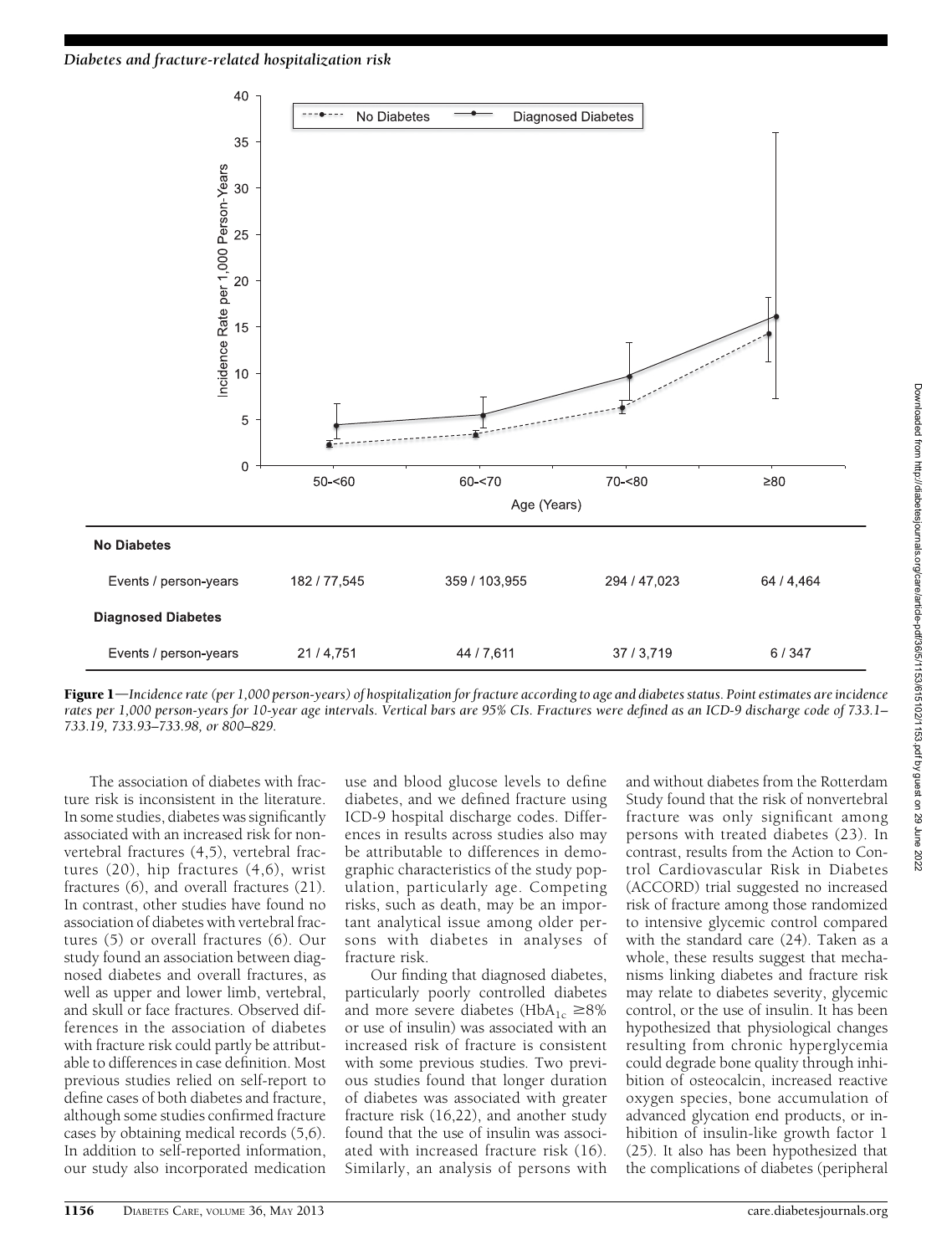| | 50-<60 | 60-<70 | 70-<80 | ≥80 |
|---|---|---|---|---|
| **No Diabetes** | | | | |
| Events / person-years | 182 / 77,545 | 359 / 103,955 | 294 / 47,023 | 64 / 4,464 |
| **Diagnosed Diabetes** | | | | |
| Events / person-years | 21 / 4,751 | 44 / 7,611 | 37 / 3,719 | 6 / 347 |

**Figure 1**—*Incidence rate (per 1,000 person-years) of hospitalization for fracture according to age and diabetes status. Point estimates are incidence rates per 1,000 person-years for 10-year age intervals. Vertical bars are 95% CIs. Fractures were defined as an ICD-9 discharge code of 733.1–733.19, 733.93–733.98, or 800–829.*

The association of diabetes with fracture risk is inconsistent in the literature. In some studies, diabetes was significantly associated with an increased risk for nonvertebral fractures (4,5), vertebral fractures (20), hip fractures (4,6), wrist fractures (6), and overall fractures (21). In contrast, other studies have found no association of diabetes with vertebral fractures (5) or overall fractures (6). Our study found an association between diagnosed diabetes and overall fractures, as well as upper and lower limb, vertebral, and skull or face fractures. Observed differences in the association of diabetes with fracture risk could partly be attributable to differences in case definition. Most previous studies relied on self-report to define cases of both diabetes and fracture, although some studies confirmed fracture cases by obtaining medical records (5,6). In addition to self-reported information, our study also incorporated medication use and blood glucose levels to define diabetes, and we defined fracture using ICD-9 hospital discharge codes. Differences in results across studies also may be attributable to differences in demographic characteristics of the study population, particularly age. Competing risks, such as death, may be an important analytical issue among older persons with diabetes in analyses of fracture risk.

Our finding that diagnosed diabetes, particularly poorly controlled diabetes and more severe diabetes ($HbA_{1c}$ ≥8% or use of insulin) was associated with an increased risk of fracture is consistent with some previous studies. Two previous studies found that longer duration of diabetes was associated with greater fracture risk (16,22), and another study found that the use of insulin was associated with increased fracture risk (16). Similarly, an analysis of persons with and without diabetes from the Rotterdam Study found that the risk of nonvertebral fracture was only significant among persons with treated diabetes (23). In contrast, results from the Action to Control Cardiovascular Risk in Diabetes (ACCORD) trial suggested no increased risk of fracture among those randomized to intensive glycemic control compared with the standard care (24). Taken as a whole, these results suggest that mechanisms linking diabetes and fracture risk may relate to diabetes severity, glycemic control, or the use of insulin. It has been hypothesized that physiological changes resulting from chronic hyperglycemia could degrade bone quality through inhibition of osteocalcin, increased reactive oxygen species, bone accumulation of advanced glycation end products, or inhibition of insulin-like growth factor 1 (25). It also has been hypothesized that the complications of diabetes (peripheral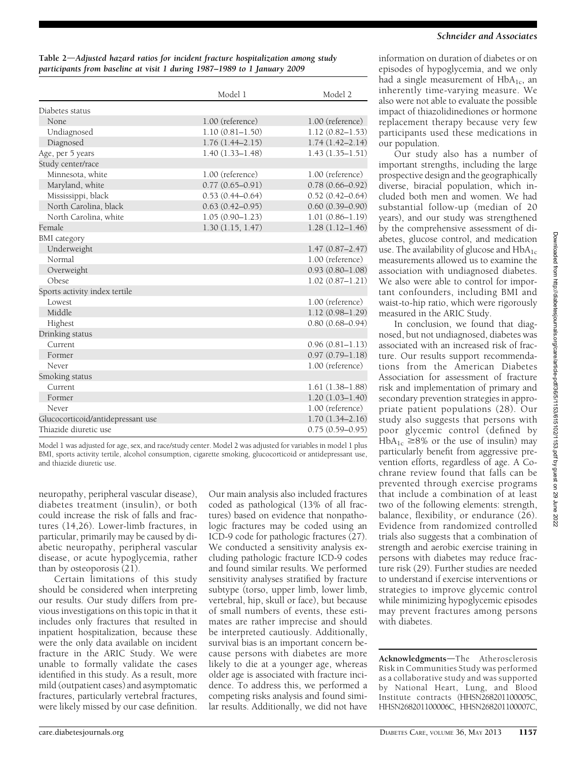**Table 2—Adjusted hazard ratios for incident fracture hospitalization among study participants from baseline at visit 1 during 1987–1989 to 1 January 2009**

| | Model 1 | Model 2 |
|---|---|---|
| Diabetes status | | |
| None | 1.00 (reference) | 1.00 (reference) |
| Undiagnosed | 1.10 (0.81–1.50) | 1.12 (0.82–1.53) |
| Diagnosed | 1.76 (1.44–2.15) | 1.74 (1.42–2.14) |
| Age, per 5 years | 1.40 (1.33–1.48) | 1.43 (1.35–1.51) |
| Study center/race | | |
| Minnesota, white | 1.00 (reference) | 1.00 (reference) |
| Maryland, white | 0.77 (0.65–0.91) | 0.78 (0.66–0.92) |
| Mississippi, black | 0.53 (0.44–0.64) | 0.52 (0.42–0.64) |
| North Carolina, black | 0.63 (0.42–0.95) | 0.60 (0.39–0.90) |
| North Carolina, white | 1.05 (0.90–1.23) | 1.01 (0.86–1.19) |
| Female | 1.30 (1.15, 1.47) | 1.28 (1.12–1.46) |
| BMI category | | |
| Underweight | | 1.47 (0.87–2.47) |
| Normal | | 1.00 (reference) |
| Overweight | | 0.93 (0.80–1.08) |
| Obese | | 1.02 (0.87–1.21) |
| Sports activity index tertile | | |
| Lowest | | 1.00 (reference) |
| Middle | | 1.12 (0.98–1.29) |
| Highest | | 0.80 (0.68–0.94) |
| Drinking status | | |
| Current | | 0.96 (0.81–1.13) |
| Former | | 0.97 (0.79–1.18) |
| Never | | 1.00 (reference) |
| Smoking status | | |
| Current | | 1.61 (1.38–1.88) |
| Former | | 1.20 (1.03–1.40) |
| Never | | 1.00 (reference) |
| Glucocorticoid/antidepressant use | | 1.70 (1.34–2.16) |
| Thiazide diuretic use | | 0.75 (0.59–0.95) |

Model 1 was adjusted for age, sex, and race/study center. Model 2 was adjusted for variables in model 1 plus BMI, sports activity tertile, alcohol consumption, cigarette smoking, glucocorticoid or antidepressant use, and thiazide diuretic use.

neuropathy, peripheral vascular disease), diabetes treatment (insulin), or both could increase the risk of falls and fractures (14,26). Lower-limb fractures, in particular, primarily may be caused by diabetic neuropathy, peripheral vascular disease, or acute hypoglycemia, rather than by osteoporosis (21).

Certain limitations of this study should be considered when interpreting our results. Our study differs from previous investigations on this topic in that it includes only fractures that resulted in inpatient hospitalization, because these were the only data available on incident fracture in the ARIC Study. We were unable to formally validate the cases identified in this study. As a result, more mild (outpatient cases) and asymptomatic fractures, particularly vertebral fractures, were likely missed by our case definition. Our main analysis also included fractures coded as pathological (13% of all fractures) based on evidence that nonpathologic fractures may be coded using an ICD-9 code for pathologic fractures (27). We conducted a sensitivity analysis excluding pathologic fracture ICD-9 codes and found similar results. We performed sensitivity analyses stratified by fracture subtype (torso, upper limb, lower limb, vertebral, hip, skull or face), but because of small numbers of events, these estimates are rather imprecise and should be interpreted cautiously. Additionally, survival bias is an important concern because persons with diabetes are more likely to die at a younger age, whereas older age is associated with fracture incidence. To address this, we performed a competing risks analysis and found similar results. Additionally, we did not have information on duration of diabetes or on episodes of hypoglycemia, and we only had a single measurement of $HbA_{1c}$, an inherently time-varying measure. We also were not able to evaluate the possible impact of thiazolidinediones or hormone replacement therapy because very few participants used these medications in our population.

Our study also has a number of important strengths, including the large prospective design and the geographically diverse, biracial population, which included both men and women. We had substantial follow-up (median of 20 years), and our study was strengthened by the comprehensive assessment of diabetes, glucose control, and medication use. The availability of glucose and $HbA_{1c}$ measurements allowed us to examine the association with undiagnosed diabetes. We also were able to control for important confounders, including BMI and waist-to-hip ratio, which were rigorously measured in the ARIC Study.

In conclusion, we found that diagnosed, but not undiagnosed, diabetes was associated with an increased risk of fracture. Our results support recommendations from the American Diabetes Association for assessment of fracture risk and implementation of primary and secondary prevention strategies in appropriate patient populations (28). Our study also suggests that persons with poor glycemic control (defined by $HbA_{1c} \geq 8\%$ or the use of insulin) may particularly benefit from aggressive prevention efforts, regardless of age. A Cochrane review found that falls can be prevented through exercise programs that include a combination of at least two of the following elements: strength, balance, flexibility, or endurance (26). Evidence from randomized controlled trials also suggests that a combination of strength and aerobic exercise training in persons with diabetes may reduce fracture risk (29). Further studies are needed to understand if exercise interventions or strategies to improve glycemic control while minimizing hypoglycemic episodes may prevent fractures among persons with diabetes.

**Acknowledgments**—The Atherosclerosis Risk in Communities Study was performed as a collaborative study and was supported by National Heart, Lung, and Blood Institute contracts (HHSN268201100005C, HHSN268201100006C, HHSN268201100007C,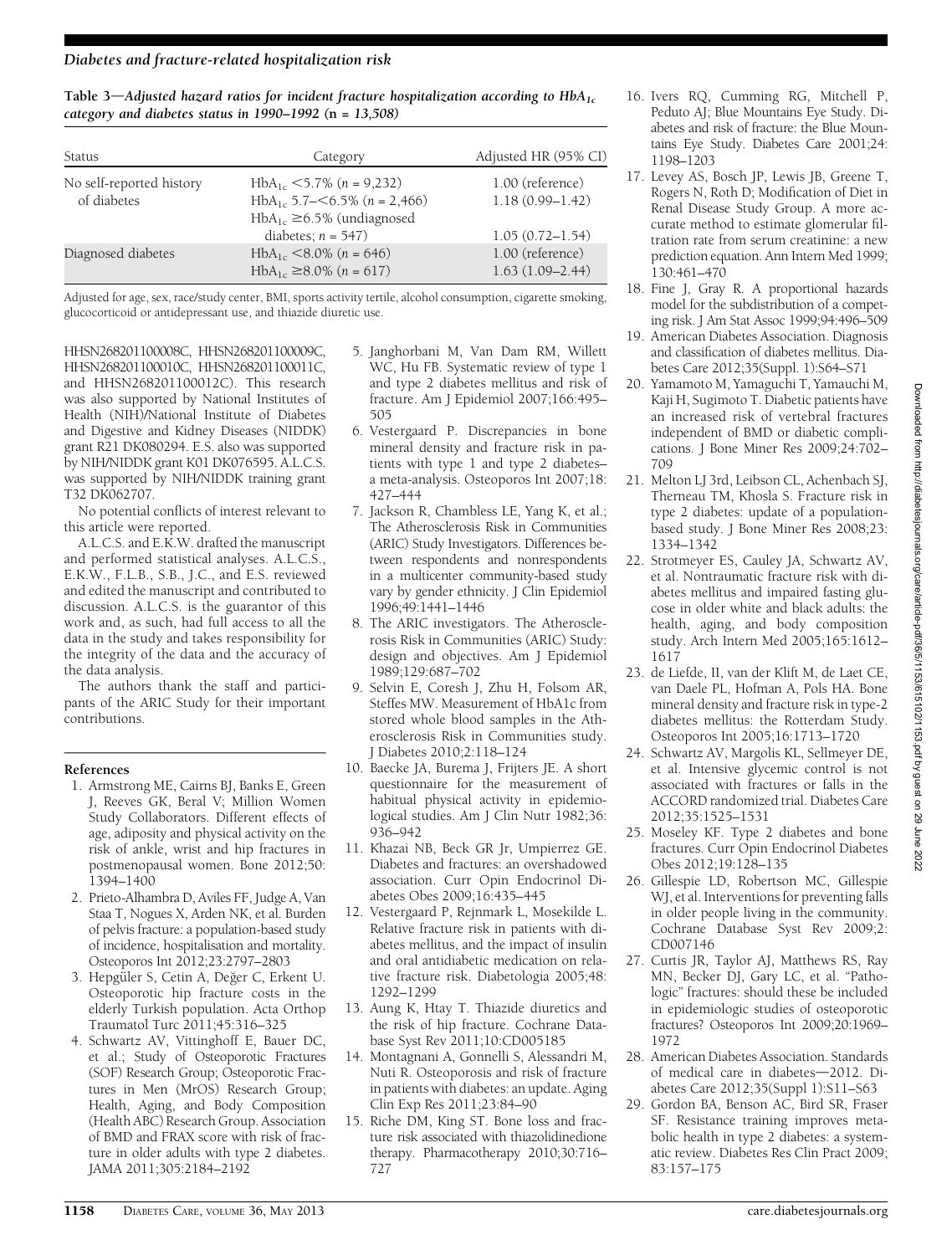**Table 3—Adjusted hazard ratios for incident fracture hospitalization according to $HbA_{1c}$ category and diabetes status in 1990–1992 (n = 13,508)**

| Status | Category | Adjusted HR (95% CI) |
|---|---|---|
| No self-reported history of diabetes | $HbA_{1c}$ <5.7% (n = 9,232) | 1.00 (reference) |
| | $HbA_{1c}$ 5.7–<6.5% (n = 2,466) | 1.18 (0.99–1.42) |
| | $HbA_{1c}$ ≥6.5% (undiagnosed diabetes; n = 547) | 1.05 (0.72–1.54) |
| Diagnosed diabetes | $HbA_{1c}$ <8.0% (n = 646) | 1.00 (reference) |
| | $HbA_{1c}$ ≥8.0% (n = 617) | 1.63 (1.09–2.44) |

Adjusted for age, sex, race/study center, BMI, sports activity tertile, alcohol consumption, cigarette smoking, glucocorticoid or antidepressant use, and thiazide diuretic use.

HHSN268201100008C, HHSN268201100009C, HHSN268201100010C, HHSN268201100011C, and HHSN268201100012C). This research was also supported by National Institutes of Health (NIH)/National Institute of Diabetes and Digestive and Kidney Diseases (NIDDK) grant R21 DK080294. E.S. also was supported by NIH/NIDDK grant K01 DK076595. A.L.C.S. was supported by NIH/NIDDK training grant T32 DK062707.

No potential conflicts of interest relevant to this article were reported.

A.L.C.S. and E.K.W. drafted the manuscript and performed statistical analyses. A.L.C.S., E.K.W., F.L.B., S.B., J.C., and E.S. reviewed and edited the manuscript and contributed to discussion. A.L.C.S. is the guarantor of this work and, as such, had full access to all the data in the study and takes responsibility for the integrity of the data and the accuracy of the data analysis.

The authors thank the staff and participants of the ARIC Study for their important contributions.

## References

1. Armstrong ME, Cairns BJ, Banks E, Green J, Reeves GK, Beral V; Million Women Study Collaborators. Different effects of age, adiposity and physical activity on the risk of ankle, wrist and hip fractures in postmenopausal women. Bone 2012;50:1394–1400
2. Prieto-Alhambra D, Aviles FF, Judge A, Van Staa T, Nogues X, Arden NK, et al. Burden of pelvis fracture: a population-based study of incidence, hospitalisation and mortality. Osteoporos Int 2012;23:2797–2803
3. Hepgüler S, Cetin A, Değer C, Erkent U. Osteoporotic hip fracture costs in the elderly Turkish population. Acta Orthop Traumatol Turc 2011;45:316–325
4. Schwartz AV, Vittinghoff E, Bauer DC, et al.; Study of Osteoporotic Fractures (SOF) Research Group; Osteoporotic Fractures in Men (MrOS) Research Group; Health, Aging, and Body Composition (Health ABC) Research Group. Association of BMD and FRAX score with risk of fracture in older adults with type 2 diabetes. JAMA 2011;305:2184–2192
5. Janghorbani M, Van Dam RM, Willett WC, Hu FB. Systematic review of type 1 and type 2 diabetes mellitus and risk of fracture. Am J Epidemiol 2007;166:495–505
6. Vestergaard P. Discrepancies in bone mineral density and fracture risk in patients with type 1 and type 2 diabetes–a meta-analysis. Osteoporos Int 2007;18:427–444
7. Jackson R, Chambless LE, Yang K, et al.; The Atherosclerosis Risk in Communities (ARIC) Study Investigators. Differences between respondents and nonrespondents in a multicenter community-based study vary by gender ethnicity. J Clin Epidemiol 1996;49:1441–1446
8. The ARIC investigators. The Atherosclerosis Risk in Communities (ARIC) Study: design and objectives. Am J Epidemiol 1989;129:687–702
9. Selvin E, Coresh J, Zhu H, Folsom AR, Steffes MW. Measurement of HbA1c from stored whole blood samples in the Atherosclerosis Risk in Communities study. J Diabetes 2010;2:118–124
10. Baecke JA, Burema J, Frijters JE. A short questionnaire for the measurement of habitual physical activity in epidemiological studies. Am J Clin Nutr 1982;36:936–942
11. Khazai NB, Beck GR Jr, Umpierrez GE. Diabetes and fractures: an overshadowed association. Curr Opin Endocrinol Diabetes Obes 2009;16:435–445
12. Vestergaard P, Rejnmark L, Mosekilde L. Relative fracture risk in patients with diabetes mellitus, and the impact of insulin and oral antidiabetic medication on relative fracture risk. Diabetologia 2005;48:1292–1299
13. Aung K, Htay T. Thiazide diuretics and the risk of hip fracture. Cochrane Database Syst Rev 2011;10:CD005185
14. Montagnani A, Gonnelli S, Alessandri M, Nuti R. Osteoporosis and risk of fracture in patients with diabetes: an update. Aging Clin Exp Res 2011;23:84–90
15. Riche DM, King ST. Bone loss and fracture risk associated with thiazolidinedione therapy. Pharmacotherapy 2010;30:716–727
16. Ivers RQ, Cumming RG, Mitchell P, Peduto AJ; Blue Mountains Eye Study. Diabetes and risk of fracture: the Blue Mountains Eye Study. Diabetes Care 2001;24:1198–1203
17. Levey AS, Bosch JP, Lewis JB, Greene T, Rogers N, Roth D; Modification of Diet in Renal Disease Study Group. A more accurate method to estimate glomerular filtration rate from serum creatinine: a new prediction equation. Ann Intern Med 1999;130:461–470
18. Fine J, Gray R. A proportional hazards model for the subdistribution of a competing risk. J Am Stat Assoc 1999;94:496–509
19. American Diabetes Association. Diagnosis and classification of diabetes mellitus. Diabetes Care 2012;35(Suppl. 1):S64–S71
20. Yamamoto M, Yamaguchi T, Yamauchi M, Kaji H, Sugimoto T. Diabetic patients have an increased risk of vertebral fractures independent of BMD or diabetic complications. J Bone Miner Res 2009;24:702–709
21. Melton LJ 3rd, Leibson CL, Achenbach SJ, Therneau TM, Khosla S. Fracture risk in type 2 diabetes: update of a population-based study. J Bone Miner Res 2008;23:1334–1342
22. Strotmeyer ES, Cauley JA, Schwartz AV, et al. Nontraumatic fracture risk with diabetes mellitus and impaired fasting glucose in older white and black adults: the health, aging, and body composition study. Arch Intern Med 2005;165:1612–1617
23. de Liefde, II, van der Klift M, de Laet CE, van Daele PL, Hofman A, Pols HA. Bone mineral density and fracture risk in type-2 diabetes mellitus: the Rotterdam Study. Osteoporos Int 2005;16:1713–1720
24. Schwartz AV, Margolis KL, Sellmeyer DE, et al. Intensive glycemic control is not associated with fractures or falls in the ACCORD randomized trial. Diabetes Care 2012;35:1525–1531
25. Moseley KF. Type 2 diabetes and bone fractures. Curr Opin Endocrinol Diabetes Obes 2012;19:128–135
26. Gillespie LD, Robertson MC, Gillespie WJ, et al. Interventions for preventing falls in older people living in the community. Cochrane Database Syst Rev 2009;2:CD007146
27. Curtis JR, Taylor AJ, Matthews RS, Ray MN, Becker DJ, Gary LC, et al. "Pathologic" fractures: should these be included in epidemiologic studies of osteoporotic fractures? Osteoporos Int 2009;20:1969–1972
28. American Diabetes Association. Standards of medical care in diabetes—2012. Diabetes Care 2012;35(Suppl 1):S11–S63
29. Gordon BA, Benson AC, Bird SR, Fraser SF. Resistance training improves metabolic health in type 2 diabetes: a systematic review. Diabetes Res Clin Pract 2009;83:157–175